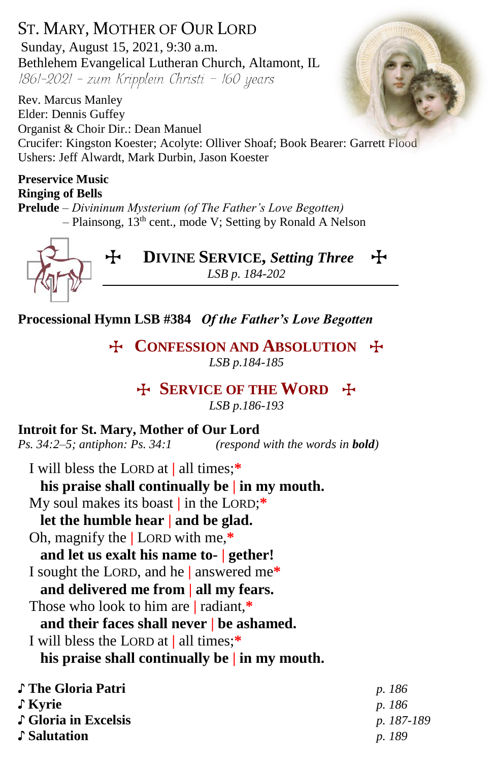# St. Mary, Mother of Our Lord

Sunday, August 15, 2021, 9:30 a.m.
Bethlehem Evangelical Lutheran Church, Altamont, IL
*1861-2021 – zum Kripplein Christi – 160 years*

Rev. Marcus Manley
Elder: Dennis Guffey
Organist & Choir Dir.: Dean Manuel
Crucifer: Kingston Koester; Acolyte: Olliver Shoaf; Book Bearer: Garrett Flood
Ushers: Jeff Alwardt, Mark Durbin, Jason Koester

**Preservice Music**
**Ringing of Bells**
**Prelude** – *Divininum Mysterium (of The Father's Love Begotten)*
– Plainsong, 13th cent., mode V; Setting by Ronald A Nelson

## ✠ Divine Service, *Setting Three* ✠

*LSB p. 184-202*

**Processional Hymn LSB #384** ***Of the Father's Love Begotten***

## ✠ Confession and Absolution ✠

*LSB p.184-185*

## ✠ Service of the Word ✠

*LSB p.186-193*

**Introit for St. Mary, Mother of Our Lord**
*Ps. 34:2–5; antiphon: Ps. 34:1* *(respond with the words in **bold**)*

I will bless the LORD at | all times;*
**his praise shall continually be | in my mouth.**
My soul makes its boast | in the LORD;*
**let the humble hear | and be glad.**
Oh, magnify the | LORD with me,*
**and let us exalt his name to- | gether!**
I sought the LORD, and he | answered me*
**and delivered me from | all my fears.**
Those who look to him are | radiant,*
**and their faces shall never | be ashamed.**
I will bless the LORD at | all times;*
**his praise shall continually be | in my mouth.**

♪ **The Gloria Patri** *p. 186*
♪ **Kyrie** *p. 186*
♪ **Gloria in Excelsis** *p. 187-189*
♪ **Salutation** *p. 189*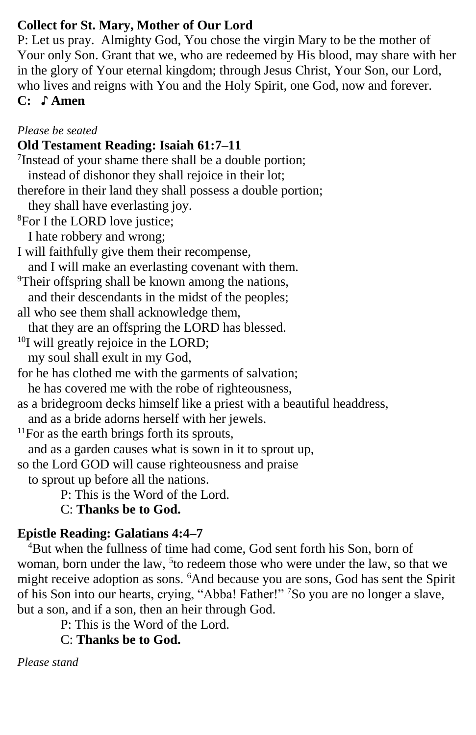**Collect for St. Mary, Mother of Our Lord**

P: Let us pray. Almighty God, You chose the virgin Mary to be the mother of Your only Son. Grant that we, who are redeemed by His blood, may share with her in the glory of Your eternal kingdom; through Jesus Christ, Your Son, our Lord, who lives and reigns with You and the Holy Spirit, one God, now and forever.

**C: ♪ Amen**

*Please be seated*

**Old Testament Reading: Isaiah 61:7–11**

[7]Instead of your shame there shall be a double portion;
 instead of dishonor they shall rejoice in their lot;
therefore in their land they shall possess a double portion;
 they shall have everlasting joy.
[8]For I the LORD love justice;
 I hate robbery and wrong;
I will faithfully give them their recompense,
 and I will make an everlasting covenant with them.
[9]Their offspring shall be known among the nations,
 and their descendants in the midst of the peoples;
all who see them shall acknowledge them,
 that they are an offspring the LORD has blessed.
[10]I will greatly rejoice in the LORD;
 my soul shall exult in my God,
for he has clothed me with the garments of salvation;
 he has covered me with the robe of righteousness,
as a bridegroom decks himself like a priest with a beautiful headdress,
 and as a bride adorns herself with her jewels.
[11]For as the earth brings forth its sprouts,
 and as a garden causes what is sown in it to sprout up,
so the Lord GOD will cause righteousness and praise
 to sprout up before all the nations.

P: This is the Word of the Lord.
C: **Thanks be to God.**

**Epistle Reading: Galatians 4:4–7**

[4]But when the fullness of time had come, God sent forth his Son, born of woman, born under the law, [5]to redeem those who were under the law, so that we might receive adoption as sons. [6]And because you are sons, God has sent the Spirit of his Son into our hearts, crying, "Abba! Father!" [7]So you are no longer a slave, but a son, and if a son, then an heir through God.

P: This is the Word of the Lord.
C: **Thanks be to God.**

*Please stand*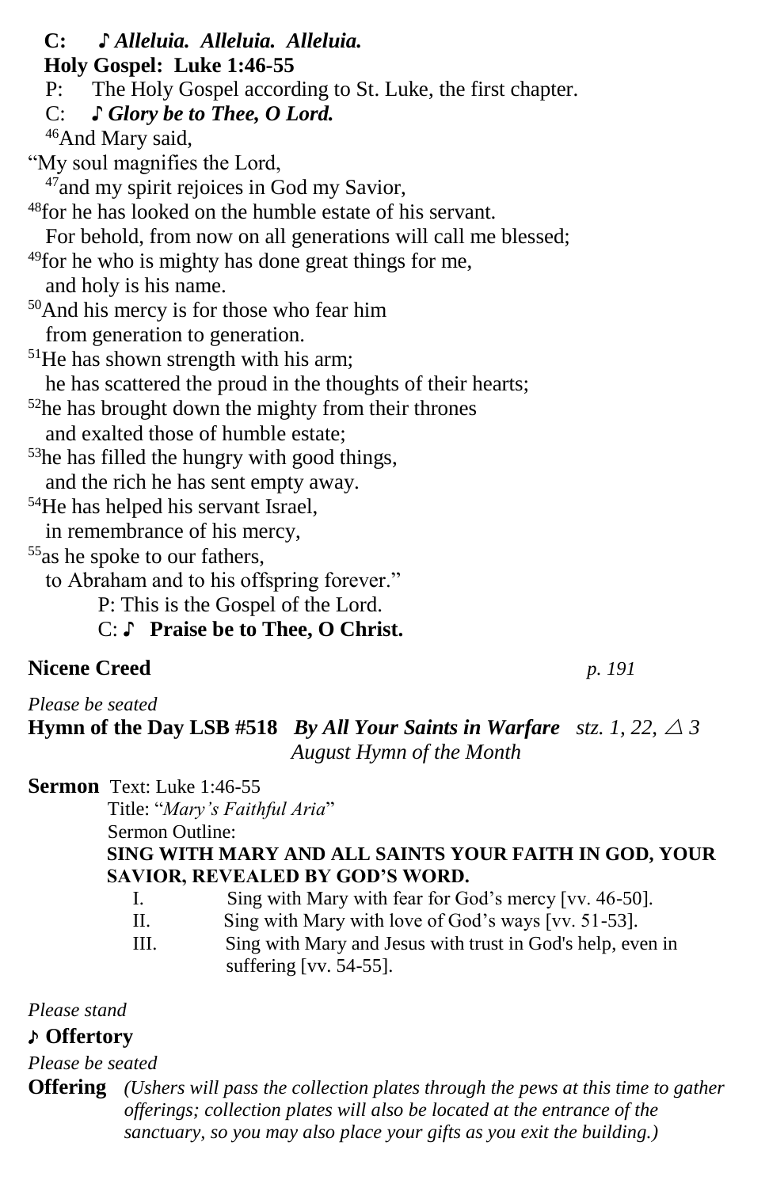**C: ♪ *Alleluia. Alleluia. Alleluia.***

**Holy Gospel: Luke 1:46-55**

P: The Holy Gospel according to St. Luke, the first chapter.

C: ***♪ Glory be to Thee, O Lord.***

[46]And Mary said,
"My soul magnifies the Lord,
[47]and my spirit rejoices in God my Savior,
[48]for he has looked on the humble estate of his servant.
For behold, from now on all generations will call me blessed;
[49]for he who is mighty has done great things for me,
and holy is his name.
[50]And his mercy is for those who fear him
from generation to generation.
[51]He has shown strength with his arm;
he has scattered the proud in the thoughts of their hearts;
[52]he has brought down the mighty from their thrones
and exalted those of humble estate;
[53]he has filled the hungry with good things,
and the rich he has sent empty away.
[54]He has helped his servant Israel,
in remembrance of his mercy,
[55]as he spoke to our fathers,
to Abraham and to his offspring forever."

P: This is the Gospel of the Lord.

C: **♪ Praise be to Thee, O Christ.**

**Nicene Creed** *p. 191*

*Please be seated*

**Hymn of the Day LSB #518** ***By All Your Saints in Warfare*** *stz. 1, 22, △ 3*
*August Hymn of the Month*

**Sermon** Text: Luke 1:46-55
Title: "*Mary's Faithful Aria*"
Sermon Outline:
**SING WITH MARY AND ALL SAINTS YOUR FAITH IN GOD, YOUR SAVIOR, REVEALED BY GOD'S WORD.**

I. Sing with Mary with fear for God's mercy [vv. 46-50].
II. Sing with Mary with love of God's ways [vv. 51-53].
III. Sing with Mary and Jesus with trust in God's help, even in suffering [vv. 54-55].

*Please stand*

**♪ Offertory**

*Please be seated*

**Offering** *(Ushers will pass the collection plates through the pews at this time to gather offerings; collection plates will also be located at the entrance of the sanctuary, so you may also place your gifts as you exit the building.)*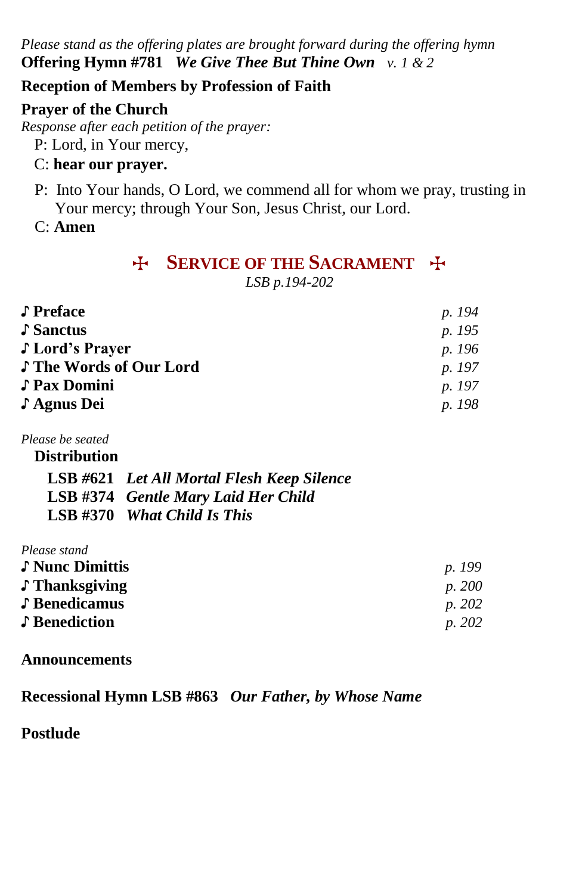*Please stand as the offering plates are brought forward during the offering hymn*

**Offering Hymn #781** ***We Give Thee But Thine Own*** *v. 1 & 2*

**Reception of Members by Profession of Faith**

**Prayer of the Church**

*Response after each petition of the prayer:*

P: Lord, in Your mercy,
C: **hear our prayer.**

P: Into Your hands, O Lord, we commend all for whom we pray, trusting in Your mercy; through Your Son, Jesus Christ, our Lord.
C: **Amen**

## ✠ SERVICE OF THE SACRAMENT ✠

*LSB p.194-202*

| | |
|---|---|
| ♪ **Preface** | *p. 194* |
| ♪ **Sanctus** | *p. 195* |
| ♪ **Lord's Prayer** | *p. 196* |
| ♪ **The Words of Our Lord** | *p. 197* |
| ♪ **Pax Domini** | *p. 197* |
| ♪ **Agnus Dei** | *p. 198* |

*Please be seated*

**Distribution**

**LSB #621** ***Let All Mortal Flesh Keep Silence***
**LSB #374** ***Gentle Mary Laid Her Child***
**LSB #370** ***What Child Is This***

*Please stand*

| | |
|---|---|
| ♪ **Nunc Dimittis** | *p. 199* |
| ♪ **Thanksgiving** | *p. 200* |
| ♪ **Benedicamus** | *p. 202* |
| ♪ **Benediction** | *p. 202* |

**Announcements**

**Recessional Hymn LSB #863** ***Our Father, by Whose Name***

**Postlude**